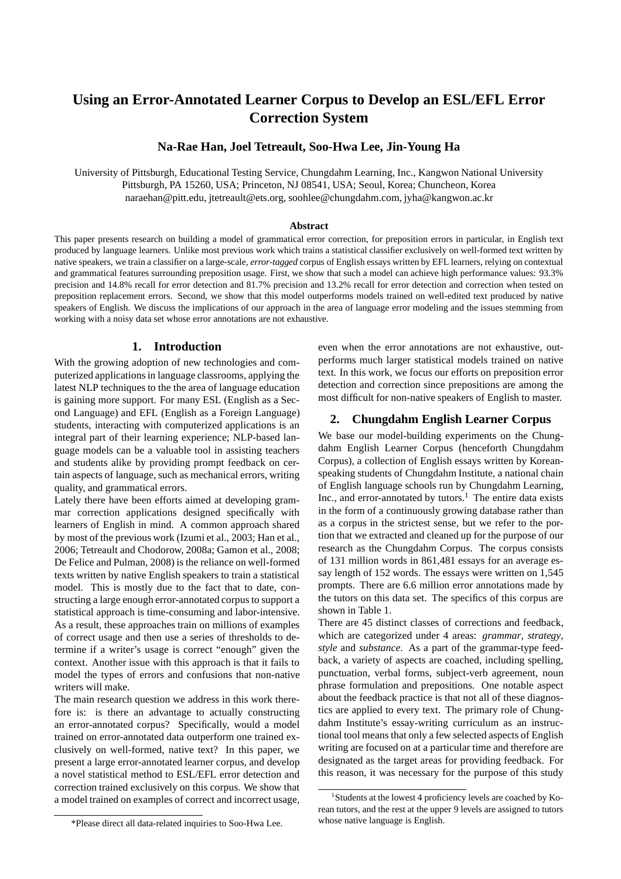# Using an Error-Annotated Learner Corpus to Develop an ESL/EFL Error Correction System

**Na-Rae Han, Joel Tetreault, Soo-Hwa Lee, Jin-Young Ha**

University of Pittsburgh, Educational Testing Service, Chungdahm Learning, Inc., Kangwon National University
Pittsburgh, PA 15260, USA; Princeton, NJ 08541, USA; Seoul, Korea; Chuncheon, Korea
naraehan@pitt.edu, jtetreault@ets.org, soohlee@chungdahm.com, jyha@kangwon.ac.kr

### Abstract

This paper presents research on building a model of grammatical error correction, for preposition errors in particular, in English text produced by language learners. Unlike most previous work which trains a statistical classifier exclusively on well-formed text written by native speakers, we train a classifier on a large-scale, *error-tagged* corpus of English essays written by EFL learners, relying on contextual and grammatical features surrounding preposition usage. First, we show that such a model can achieve high performance values: 93.3% precision and 14.8% recall for error detection and 81.7% precision and 13.2% recall for error detection and correction when tested on preposition replacement errors. Second, we show that this model outperforms models trained on well-edited text produced by native speakers of English. We discuss the implications of our approach in the area of language error modeling and the issues stemming from working with a noisy data set whose error annotations are not exhaustive.

## 1. Introduction

With the growing adoption of new technologies and computerized applications in language classrooms, applying the latest NLP techniques to the the area of language education is gaining more support. For many ESL (English as a Second Language) and EFL (English as a Foreign Language) students, interacting with computerized applications is an integral part of their learning experience; NLP-based language models can be a valuable tool in assisting teachers and students alike by providing prompt feedback on certain aspects of language, such as mechanical errors, writing quality, and grammatical errors.

Lately there have been efforts aimed at developing grammar correction applications designed specifically with learners of English in mind. A common approach shared by most of the previous work (Izumi et al., 2003; Han et al., 2006; Tetreault and Chodorow, 2008a; Gamon et al., 2008; De Felice and Pulman, 2008) is the reliance on well-formed texts written by native English speakers to train a statistical model. This is mostly due to the fact that to date, constructing a large enough error-annotated corpus to support a statistical approach is time-consuming and labor-intensive. As a result, these approaches train on millions of examples of correct usage and then use a series of thresholds to determine if a writer's usage is correct "enough" given the context. Another issue with this approach is that it fails to model the types of errors and confusions that non-native writers will make.

The main research question we address in this work therefore is: is there an advantage to actually constructing an error-annotated corpus? Specifically, would a model trained on error-annotated data outperform one trained exclusively on well-formed, native text? In this paper, we present a large error-annotated learner corpus, and develop a novel statistical method to ESL/EFL error detection and correction trained exclusively on this corpus. We show that a model trained on examples of correct and incorrect usage, even when the error annotations are not exhaustive, outperforms much larger statistical models trained on native text. In this work, we focus our efforts on preposition error detection and correction since prepositions are among the most difficult for non-native speakers of English to master.

*Please direct all data-related inquiries to Soo-Hwa Lee.

## 2. Chungdahm English Learner Corpus

We base our model-building experiments on the Chungdahm English Learner Corpus (henceforth Chungdahm Corpus), a collection of English essays written by Korean-speaking students of Chungdahm Institute, a national chain of English language schools run by Chungdahm Learning, Inc., and error-annotated by tutors.[1] The entire data exists in the form of a continuously growing database rather than as a corpus in the strictest sense, but we refer to the portion that we extracted and cleaned up for the purpose of our research as the Chungdahm Corpus. The corpus consists of 131 million words in 861,481 essays for an average essay length of 152 words. The essays were written on 1,545 prompts. There are 6.6 million error annotations made by the tutors on this data set. The specifics of this corpus are shown in Table 1.

There are 45 distinct classes of corrections and feedback, which are categorized under 4 areas: *grammar*, *strategy*, *style* and *substance*. As a part of the grammar-type feedback, a variety of aspects are coached, including spelling, punctuation, verbal forms, subject-verb agreement, noun phrase formulation and prepositions. One notable aspect about the feedback practice is that not all of these diagnostics are applied to every text. The primary role of Chungdahm Institute's essay-writing curriculum as an instructional tool means that only a few selected aspects of English writing are focused on at a particular time and therefore are designated as the target areas for providing feedback. For this reason, it was necessary for the purpose of this study

[1] Students at the lowest 4 proficiency levels are coached by Korean tutors, and the rest at the upper 9 levels are assigned to tutors whose native language is English.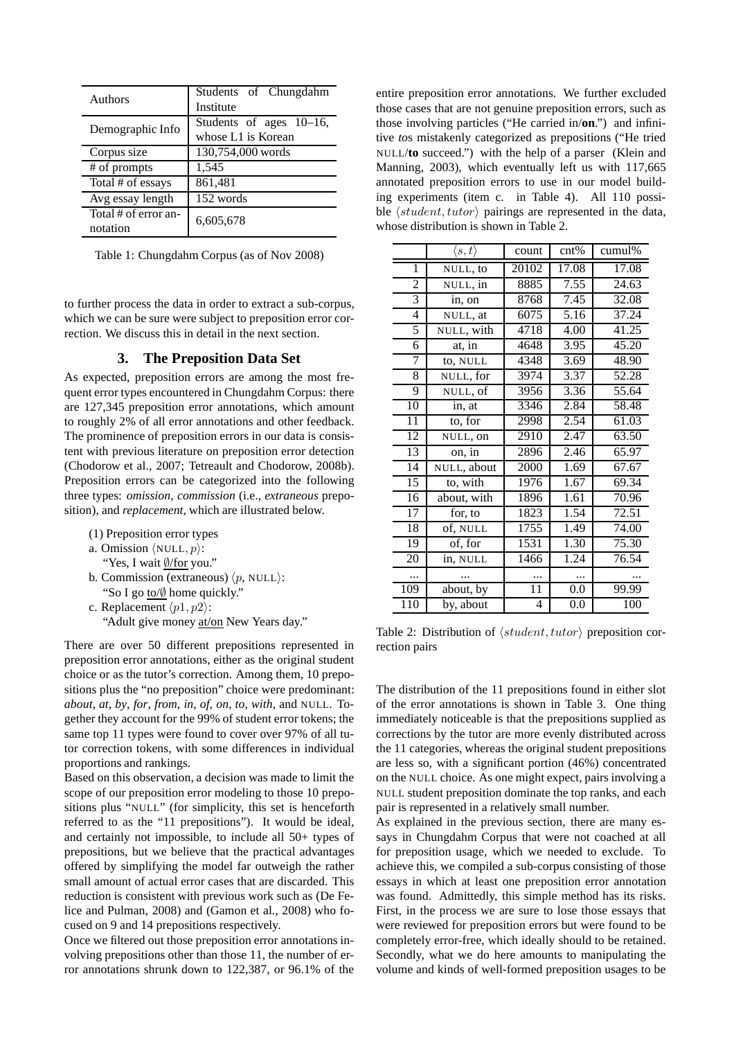| Authors | Students of Chungdahm Institute |
| --- | --- |
| Demographic Info | Students of ages 10–16, whose L1 is Korean |
| Corpus size | 130,754,000 words |
| # of prompts | 1,545 |
| Total # of essays | 861,481 |
| Avg essay length | 152 words |
| Total # of error annotation | 6,605,678 |

Table 1: Chungdahm Corpus (as of Nov 2008)

to further process the data in order to extract a sub-corpus, which we can be sure were subject to preposition error correction. We discuss this in detail in the next section.

## 3. The Preposition Data Set

As expected, preposition errors are among the most frequent error types encountered in Chungdahm Corpus: there are 127,345 preposition error annotations, which amount to roughly 2% of all error annotations and other feedback. The prominence of preposition errors in our data is consistent with previous literature on preposition error detection (Chodorow et al., 2007; Tetreault and Chodorow, 2008b). Preposition errors can be categorized into the following three types: *omission*, *commission* (i.e., *extraneous* preposition), and *replacement*, which are illustrated below.

(1) Preposition error types

a. Omission $\langle$NULL$, p\rangle$:
"Yes, I wait ∅/for you."

b. Commission (extraneous) $\langle p,$ NULL$\rangle$:
"So I go to/∅ home quickly."

c. Replacement $\langle p1, p2\rangle$:
"Adult give money at/on New Years day."

There are over 50 different prepositions represented in preposition error annotations, either as the original student choice or as the tutor's correction. Among them, 10 prepositions plus the "no preposition" choice were predominant: *about*, *at*, *by*, *for*, *from*, *in*, *of*, *on*, *to*, *with*, and NULL. Together they account for the 99% of student error tokens; the same top 11 types were found to cover over 97% of all tutor correction tokens, with some differences in individual proportions and rankings.

Based on this observation, a decision was made to limit the scope of our preposition error modeling to those 10 prepositions plus "NULL" (for simplicity, this set is henceforth referred to as the "11 prepositions"). It would be ideal, and certainly not impossible, to include all 50+ types of prepositions, but we believe that the practical advantages offered by simplifying the model far outweigh the rather small amount of actual error cases that are discarded. This reduction is consistent with previous work such as (De Felice and Pulman, 2008) and (Gamon et al., 2008) who focused on 9 and 14 prepositions respectively.

Once we filtered out those preposition error annotations involving prepositions other than those 11, the number of error annotations shrunk down to 122,387, or 96.1% of the entire preposition error annotations. We further excluded those cases that are not genuine preposition errors, such as those involving particles ("He carried in/**on**.") and infinitive *to*s mistakenly categorized as prepositions ("He tried NULL/**to** succeed.") with the help of a parser (Klein and Manning, 2003), which eventually left us with 117,665 annotated preposition errors to use in our model building experiments (item c. in Table 4). All 110 possible $\langle student, tutor\rangle$ pairings are represented in the data, whose distribution is shown in Table 2.

| | $\langle s, t\rangle$ | count | cnt% | cumul% |
| --- | --- | --- | --- | --- |
| 1 | NULL, to | 20102 | 17.08 | 17.08 |
| 2 | NULL, in | 8885 | 7.55 | 24.63 |
| 3 | in, on | 8768 | 7.45 | 32.08 |
| 4 | NULL, at | 6075 | 5.16 | 37.24 |
| 5 | NULL, with | 4718 | 4.00 | 41.25 |
| 6 | at, in | 4648 | 3.95 | 45.20 |
| 7 | to, NULL | 4348 | 3.69 | 48.90 |
| 8 | NULL, for | 3974 | 3.37 | 52.28 |
| 9 | NULL, of | 3956 | 3.36 | 55.64 |
| 10 | in, at | 3346 | 2.84 | 58.48 |
| 11 | to, for | 2998 | 2.54 | 61.03 |
| 12 | NULL, on | 2910 | 2.47 | 63.50 |
| 13 | on, in | 2896 | 2.46 | 65.97 |
| 14 | NULL, about | 2000 | 1.69 | 67.67 |
| 15 | to, with | 1976 | 1.67 | 69.34 |
| 16 | about, with | 1896 | 1.61 | 70.96 |
| 17 | for, to | 1823 | 1.54 | 72.51 |
| 18 | of, NULL | 1755 | 1.49 | 74.00 |
| 19 | of, for | 1531 | 1.30 | 75.30 |
| 20 | in, NULL | 1466 | 1.24 | 76.54 |
| ... | ... | ... | ... | ... |
| 109 | about, by | 11 | 0.0 | 99.99 |
| 110 | by, about | 4 | 0.0 | 100 |

Table 2: Distribution of $\langle student, tutor\rangle$ preposition correction pairs

The distribution of the 11 prepositions found in either slot of the error annotations is shown in Table 3. One thing immediately noticeable is that the prepositions supplied as corrections by the tutor are more evenly distributed across the 11 categories, whereas the original student prepositions are less so, with a significant portion (46%) concentrated on the NULL choice. As one might expect, pairs involving a NULL student preposition dominate the top ranks, and each pair is represented in a relatively small number.

As explained in the previous section, there are many essays in Chungdahm Corpus that were not coached at all for preposition usage, which we needed to exclude. To achieve this, we compiled a sub-corpus consisting of those essays in which at least one preposition error annotation was found. Admittedly, this simple method has its risks. First, in the process we are sure to lose those essays that were reviewed for preposition errors but were found to be completely error-free, which ideally should to be retained. Secondly, what we do here amounts to manipulating the volume and kinds of well-formed preposition usages to be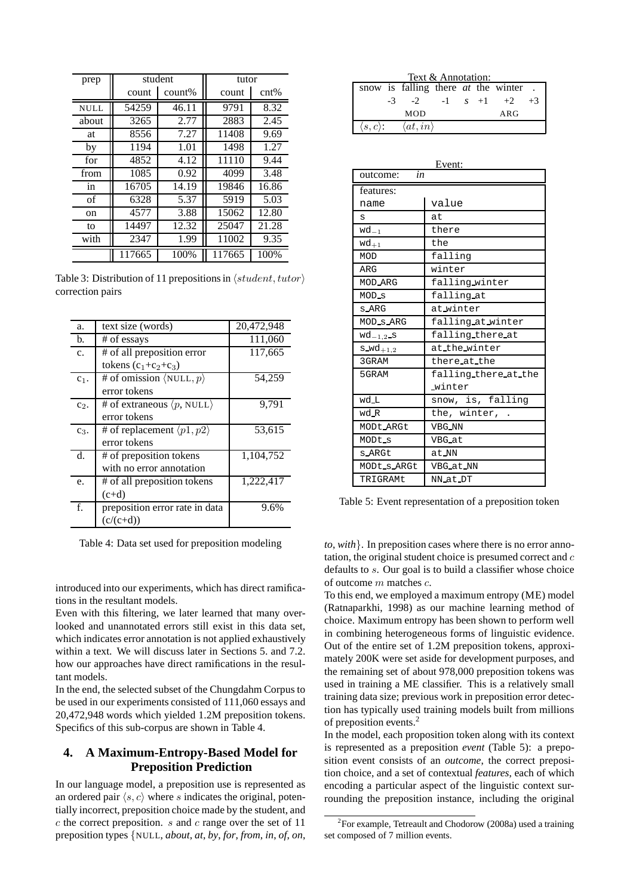| prep | student | | tutor | |
|---|---|---|---|---|
| | count | count% | count | cnt% |
| NULL | 54259 | 46.11 | 9791 | 8.32 |
| about | 3265 | 2.77 | 2883 | 2.45 |
| at | 8556 | 7.27 | 11408 | 9.69 |
| by | 1194 | 1.01 | 1498 | 1.27 |
| for | 4852 | 4.12 | 11110 | 9.44 |
| from | 1085 | 0.92 | 4099 | 3.48 |
| in | 16705 | 14.19 | 19846 | 16.86 |
| of | 6328 | 5.37 | 5919 | 5.03 |
| on | 4577 | 3.88 | 15062 | 12.80 |
| to | 14497 | 12.32 | 25047 | 21.28 |
| with | 2347 | 1.99 | 11002 | 9.35 |
| | 117665 | 100% | 117665 | 100% |

Table 3: Distribution of 11 prepositions in $\langle student, tutor \rangle$ correction pairs

| | | |
|---|---|---|
| a. | text size (words) | 20,472,948 |
| b. | # of essays | 111,060 |
| c. | # of all preposition error tokens ($c_1$+$c_2$+$c_3$) | 117,665 |
| $c_1$. | # of omission $\langle$NULL, $p\rangle$ error tokens | 54,259 |
| $c_2$. | # of extraneous $\langle p$, NULL$\rangle$ error tokens | 9,791 |
| $c_3$. | # of replacement $\langle p1, p2\rangle$ error tokens | 53,615 |
| d. | # of preposition tokens with no error annotation | 1,104,752 |
| e. | # of all preposition tokens (c+d) | 1,222,417 |
| f. | preposition error rate in data (c/(c+d)) | 9.6% |

Table 4: Data set used for preposition modeling

introduced into our experiments, which has direct ramifications in the resultant models.

Even with this filtering, we later learned that many overlooked and unannotated errors still exist in this data set, which indicates error annotation is not applied exhaustively within a text. We will discuss later in Sections 5. and 7.2. how our approaches have direct ramifications in the resultant models.

In the end, the selected subset of the Chungdahm Corpus to be used in our experiments consisted of 111,060 essays and 20,472,948 words which yielded 1.2M preposition tokens. Specifics of this sub-corpus are shown in Table 4.

## 4. A Maximum-Entropy-Based Model for Preposition Prediction

In our language model, a preposition use is represented as an ordered pair $\langle s, c\rangle$ where $s$ indicates the original, potentially incorrect, preposition choice made by the student, and $c$ the correct preposition. $s$ and $c$ range over the set of 11 preposition types {NULL, *about*, *at*, *by*, *for*, *from*, *in*, *of*, *on*, *to*, *with*}. In preposition cases where there is no error annotation, the original student choice is presumed correct and $c$ defaults to $s$. Our goal is to build a classifier whose choice of outcome $m$ matches $c$.

To this end, we employed a maximum entropy (ME) model (Ratnaparkhi, 1998) as our machine learning method of choice. Maximum entropy has been shown to perform well in combining heterogeneous forms of linguistic evidence. Out of the entire set of 1.2M preposition tokens, approximately 200K were set aside for development purposes, and the remaining set of about 978,000 preposition tokens was used in training a ME classifier. This is a relatively small training data size; previous work in preposition error detection has typically used training models built from millions of preposition events.[2]

In the model, each proposition token along with its context is represented as a preposition *event* (Table 5): a preposition event consists of an *outcome*, the correct preposition choice, and a set of contextual *features*, each of which encoding a particular aspect of the linguistic context surrounding the preposition instance, including the original

Text & Annotation:

| snow | is | falling | there | *at* | the | winter | . |
|---|---|---|---|---|---|---|---|
| | -3 | -2 | -1 | *s* | +1 | +2 | +3 |
| | | MOD | | | | ARG | |
| $\langle s, c\rangle$: | | $\langle at, in\rangle$ | | | | | |

Event:

| outcome: *in* | |
|---|---|
| features: | |
| name | value |
| s | at |
| $wd_{-1}$ | there |
| $wd_{+1}$ | the |
| MOD | falling |
| ARG | winter |
| MOD_ARG | falling_winter |
| MOD_s | falling_at |
| s_ARG | at_winter |
| MOD_s_ARG | falling_at_winter |
| $wd_{-1,2}$_s | falling_there_at |
| s_$wd_{+1,2}$ | at_the_winter |
| 3GRAM | there_at_the |
| 5GRAM | falling_there_at_the_winter |
| wd_L | snow, is, falling |
| wd_R | the, winter, . |
| MODt_ARGt | VBG_NN |
| MODt_s | VBG_at |
| s_ARGt | at_NN |
| MODt_s_ARGt | VBG_at_NN |
| TRIGRAMt | NN_at_DT |

Table 5: Event representation of a preposition token

[2] For example, Tetreault and Chodorow (2008a) used a training set composed of 7 million events.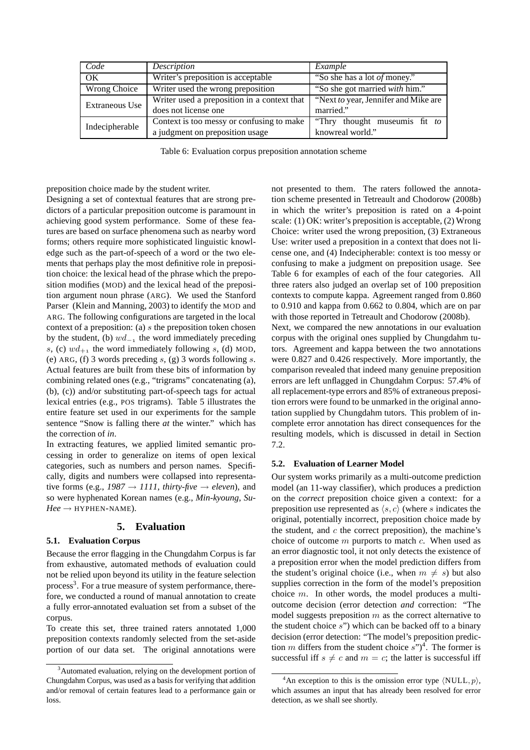| *Code* | *Description* | *Example* |
|---|---|---|
| OK | Writer's preposition is acceptable | "So she has a lot *of* money." |
| Wrong Choice | Writer used the wrong preposition | "So she got married *with* him." |
| Extraneous Use | Writer used a preposition in a context that does not license one | "Next *to* year, Jennifer and Mike are married." |
| Indecipherable | Context is too messy or confusing to make a judgment on preposition usage | "Thry thought museumis fit *to* knowreal world." |

Table 6: Evaluation corpus preposition annotation scheme

preposition choice made by the student writer.

Designing a set of contextual features that are strong predictors of a particular preposition outcome is paramount in achieving good system performance. Some of these features are based on surface phenomena such as nearby word forms; others require more sophisticated linguistic knowledge such as the part-of-speech of a word or the two elements that perhaps play the most definitive role in preposition choice: the lexical head of the phrase which the preposition modifies (MOD) and the lexical head of the preposition argument noun phrase (ARG). We used the Stanford Parser (Klein and Manning, 2003) to identify the MOD and ARG. The following configurations are targeted in the local context of a preposition: (a) $s$ the preposition token chosen by the student, (b) $wd_{-1}$ the word immediately preceding $s$, (c) $wd_{+1}$ the word immediately following $s$, (d) MOD, (e) ARG, (f) 3 words preceding $s$, (g) 3 words following $s$. Actual features are built from these bits of information by combining related ones (e.g., "trigrams" concatenating (a), (b), (c)) and/or substituting part-of-speech tags for actual lexical entries (e.g., POS trigrams). Table 5 illustrates the entire feature set used in our experiments for the sample sentence "Snow is falling there *at* the winter." which has the correction of *in*.

In extracting features, we applied limited semantic processing in order to generalize on items of open lexical categories, such as numbers and person names. Specifically, digits and numbers were collapsed into representative forms (e.g., *1987* → *1111*, *thirty-five* → *eleven*), and so were hyphenated Korean names (e.g., *Min-kyoung*, *Su-Hee* → HYPHEN-NAME).

## 5. Evaluation

### 5.1. Evaluation Corpus

Because the error flagging in the Chungdahm Corpus is far from exhaustive, automated methods of evaluation could not be relied upon beyond its utility in the feature selection process[3]. For a true measure of system performance, therefore, we conducted a round of manual annotation to create a fully error-annotated evaluation set from a subset of the corpus.

To create this set, three trained raters annotated 1,000 preposition contexts randomly selected from the set-aside portion of our data set. The original annotations were not presented to them. The raters followed the annotation scheme presented in Tetreault and Chodorow (2008b) in which the writer's preposition is rated on a 4-point scale: (1) OK: writer's preposition is acceptable, (2) Wrong Choice: writer used the wrong preposition, (3) Extraneous Use: writer used a preposition in a context that does not license one, and (4) Indecipherable: context is too messy or confusing to make a judgment on preposition usage. See Table 6 for examples of each of the four categories. All three raters also judged an overlap set of 100 preposition contexts to compute kappa. Agreement ranged from 0.860 to 0.910 and kappa from 0.662 to 0.804, which are on par with those reported in Tetreault and Chodorow (2008b).

Next, we compared the new annotations in our evaluation corpus with the original ones supplied by Chungdahm tutors. Agreement and kappa between the two annotations were 0.827 and 0.426 respectively. More importantly, the comparison revealed that indeed many genuine preposition errors are left unflagged in Chungdahm Corpus: 57.4% of all replacement-type errors and 85% of extraneous preposition errors were found to be unmarked in the original annotation supplied by Chungdahm tutors. This problem of incomplete error annotation has direct consequences for the resulting models, which is discussed in detail in Section 7.2.

### 5.2. Evaluation of Learner Model

Our system works primarily as a multi-outcome prediction model (an 11-way classifier), which produces a prediction on the *correct* preposition choice given a context: for a preposition use represented as $\langle s, c \rangle$ (where $s$ indicates the original, potentially incorrect, preposition choice made by the student, and $c$ the correct preposition), the machine's choice of outcome $m$ purports to match $c$. When used as an error diagnostic tool, it not only detects the existence of a preposition error when the model prediction differs from the student's original choice (i.e., when $m \neq s$) but also supplies correction in the form of the model's preposition choice $m$. In other words, the model produces a multi-outcome decision (error detection *and* correction: "The model suggests preposition $m$ as the correct alternative to the student choice $s$") which can be backed off to a binary decision (error detection: "The model's preposition prediction $m$ differs from the student choice $s$")[4]. The former is successful iff $s \neq c$ and $m = c$; the latter is successful iff

[3] Automated evaluation, relying on the development portion of Chungdahm Corpus, was used as a basis for verifying that addition and/or removal of certain features lead to a performance gain or loss.

[4] An exception to this is the omission error type $\langle \text{NULL}, p \rangle$, which assumes an input that has already been resolved for error detection, as we shall see shortly.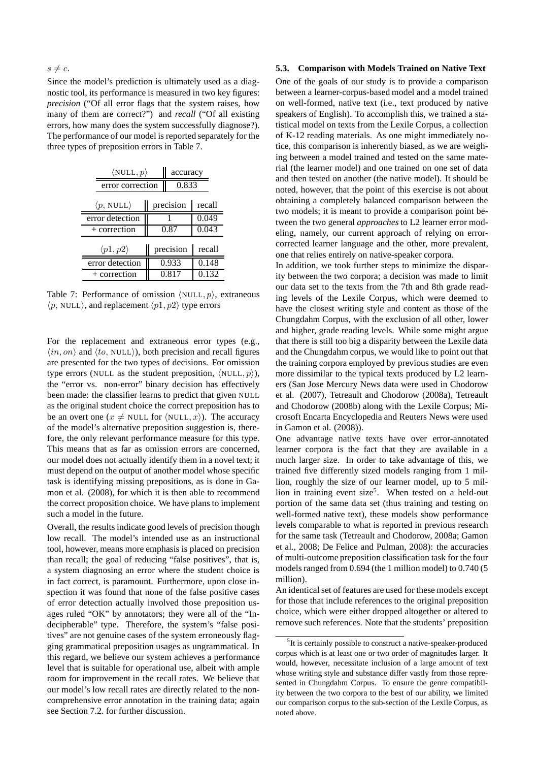$s \neq c$.

Since the model's prediction is ultimately used as a diagnostic tool, its performance is measured in two key figures: *precision* ("Of all error flags that the system raises, how many of them are correct?") and *recall* ("Of all existing errors, how many does the system successfully diagnose?). The performance of our model is reported separately for the three types of preposition errors in Table 7.

| $\langle$NULL$, p\rangle$ | accuracy |
|---|---|
| error correction | 0.833 |

| $\langle p,$ NULL$\rangle$ | precision | recall |
|---|---|---|
| error detection | 1 | 0.049 |
| + correction | 0.87 | 0.043 |

| $\langle p1, p2\rangle$ | precision | recall |
|---|---|---|
| error detection | 0.933 | 0.148 |
| + correction | 0.817 | 0.132 |

Table 7: Performance of omission $\langle$NULL$, p\rangle$, extraneous $\langle p,$ NULL$\rangle$, and replacement $\langle p1, p2\rangle$ type errors

For the replacement and extraneous error types (e.g., $\langle in, on\rangle$ and $\langle to,$ NULL$\rangle$), both precision and recall figures are presented for the two types of decisions. For omission type errors (NULL as the student preposition, $\langle$NULL$, p\rangle$), the "error vs. non-error" binary decision has effectively been made: the classifier learns to predict that given NULL as the original student choice the correct preposition has to be an overt one ($x \neq$ NULL for $\langle$NULL$, x\rangle$). The accuracy of the model's alternative preposition suggestion is, therefore, the only relevant performance measure for this type. This means that as far as omission errors are concerned, our model does not actually identify them in a novel text; it must depend on the output of another model whose specific task is identifying missing prepositions, as is done in Gamon et al. (2008), for which it is then able to recommend the correct proposition choice. We have plans to implement such a model in the future.

Overall, the results indicate good levels of precision though low recall. The model's intended use as an instructional tool, however, means more emphasis is placed on precision than recall; the goal of reducing "false positives", that is, a system diagnosing an error where the student choice is in fact correct, is paramount. Furthermore, upon close inspection it was found that none of the false positive cases of error detection actually involved those preposition usages ruled "OK" by annotators; they were all of the "Indecipherable" type. Therefore, the system's "false positives" are not genuine cases of the system erroneously flagging grammatical preposition usages as ungrammatical. In this regard, we believe our system achieves a performance level that is suitable for operational use, albeit with ample room for improvement in the recall rates. We believe that our model's low recall rates are directly related to the non-comprehensive error annotation in the training data; again see Section 7.2. for further discussion.

### 5.3. Comparison with Models Trained on Native Text

One of the goals of our study is to provide a comparison between a learner-corpus-based model and a model trained on well-formed, native text (i.e., text produced by native speakers of English). To accomplish this, we trained a statistical model on texts from the Lexile Corpus, a collection of K-12 reading materials. As one might immediately notice, this comparison is inherently biased, as we are weighing between a model trained and tested on the same material (the learner model) and one trained on one set of data and then tested on another (the native model). It should be noted, however, that the point of this exercise is not about obtaining a completely balanced comparison between the two models; it is meant to provide a comparison point between the two general *approaches* to L2 learner error modeling, namely, our current approach of relying on error-corrected learner language and the other, more prevalent, one that relies entirely on native-speaker corpora.

In addition, we took further steps to minimize the disparity between the two corpora; a decision was made to limit our data set to the texts from the 7th and 8th grade reading levels of the Lexile Corpus, which were deemed to have the closest writing style and content as those of the Chungdahm Corpus, with the exclusion of all other, lower and higher, grade reading levels. While some might argue that there is still too big a disparity between the Lexile data and the Chungdahm corpus, we would like to point out that the training corpora employed by previous studies are even more dissimilar to the typical texts produced by L2 learners (San Jose Mercury News data were used in Chodorow et al. (2007), Tetreault and Chodorow (2008a), Tetreault and Chodorow (2008b) along with the Lexile Corpus; Microsoft Encarta Encyclopedia and Reuters News were used in Gamon et al. (2008)).

One advantage native texts have over error-annotated learner corpora is the fact that they are available in a much larger size. In order to take advantage of this, we trained five differently sized models ranging from 1 million, roughly the size of our learner model, up to 5 million in training event size[5]. When tested on a held-out portion of the same data set (thus training and testing on well-formed native text), these models show performance levels comparable to what is reported in previous research for the same task (Tetreault and Chodorow, 2008a; Gamon et al., 2008; De Felice and Pulman, 2008): the accuracies of multi-outcome preposition classification task for the four models ranged from 0.694 (the 1 million model) to 0.740 (5 million).

An identical set of features are used for these models except for those that include references to the original preposition choice, which were either dropped altogether or altered to remove such references. Note that the students' preposition

[5]It is certainly possible to construct a native-speaker-produced corpus which is at least one or two order of magnitudes larger. It would, however, necessitate inclusion of a large amount of text whose writing style and substance differ vastly from those represented in Chungdahm Corpus. To ensure the genre compatibility between the two corpora to the best of our ability, we limited our comparison corpus to the sub-section of the Lexile Corpus, as noted above.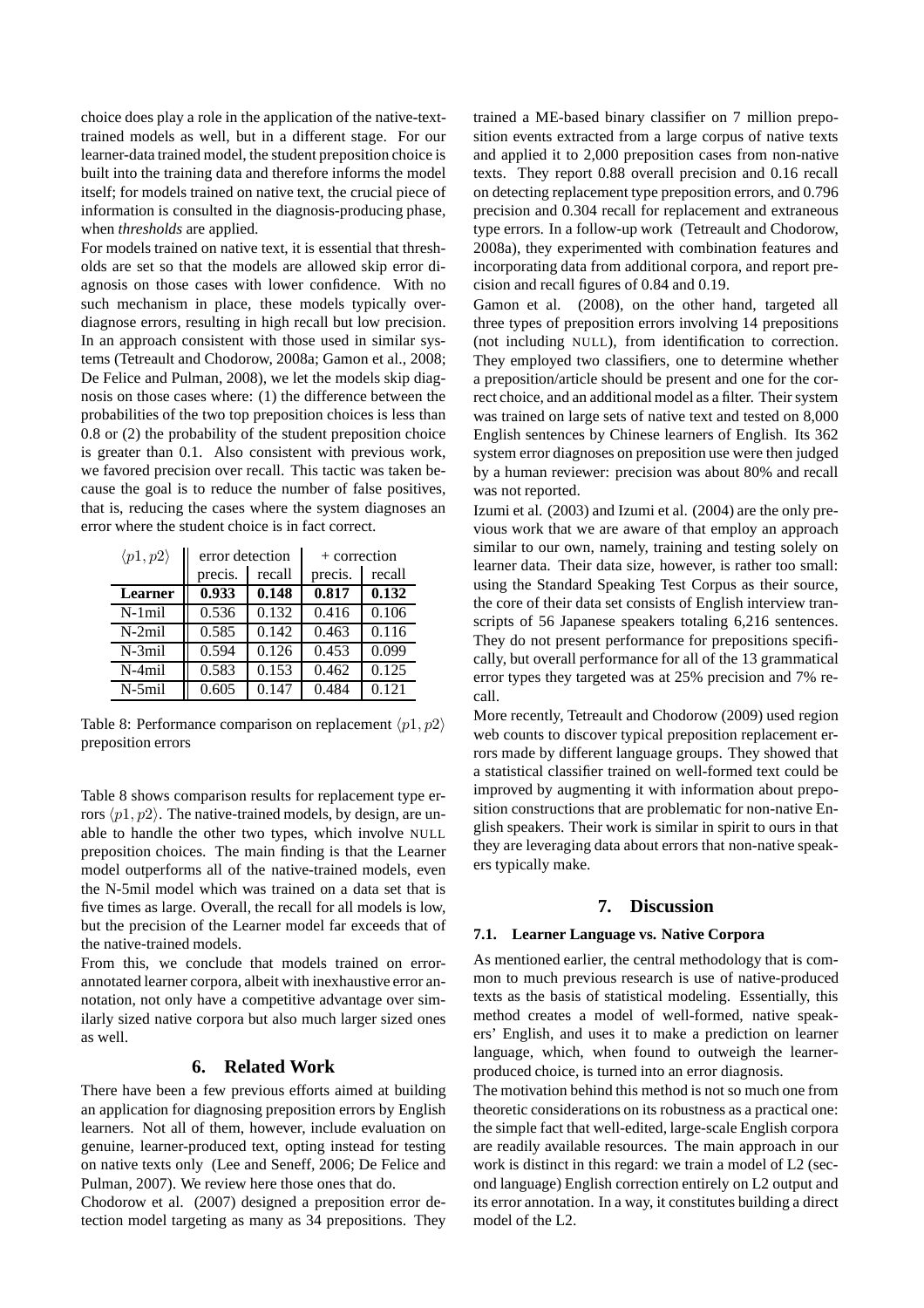choice does play a role in the application of the native-text-trained models as well, but in a different stage. For our learner-data trained model, the student preposition choice is built into the training data and therefore informs the model itself; for models trained on native text, the crucial piece of information is consulted in the diagnosis-producing phase, when *thresholds* are applied.

For models trained on native text, it is essential that thresholds are set so that the models are allowed skip error diagnosis on those cases with lower confidence. With no such mechanism in place, these models typically over-diagnose errors, resulting in high recall but low precision. In an approach consistent with those used in similar systems (Tetreault and Chodorow, 2008a; Gamon et al., 2008; De Felice and Pulman, 2008), we let the models skip diagnosis on those cases where: (1) the difference between the probabilities of the two top preposition choices is less than 0.8 or (2) the probability of the student preposition choice is greater than 0.1. Also consistent with previous work, we favored precision over recall. This tactic was taken because the goal is to reduce the number of false positives, that is, reducing the cases where the system diagnoses an error where the student choice is in fact correct.

| $\langle p1, p2 \rangle$ | error detection | | + correction | |
|---|---|---|---|---|
| | precis. | recall | precis. | recall |
| **Learner** | **0.933** | **0.148** | **0.817** | **0.132** |
| N-1mil | 0.536 | 0.132 | 0.416 | 0.106 |
| N-2mil | 0.585 | 0.142 | 0.463 | 0.116 |
| N-3mil | 0.594 | 0.126 | 0.453 | 0.099 |
| N-4mil | 0.583 | 0.153 | 0.462 | 0.125 |
| N-5mil | 0.605 | 0.147 | 0.484 | 0.121 |

Table 8: Performance comparison on replacement $\langle p1, p2 \rangle$ preposition errors

Table 8 shows comparison results for replacement type errors $\langle p1, p2 \rangle$. The native-trained models, by design, are unable to handle the other two types, which involve NULL preposition choices. The main finding is that the Learner model outperforms all of the native-trained models, even the N-5mil model which was trained on a data set that is five times as large. Overall, the recall for all models is low, but the precision of the Learner model far exceeds that of the native-trained models.

From this, we conclude that models trained on error-annotated learner corpora, albeit with inexhaustive error annotation, not only have a competitive advantage over similarly sized native corpora but also much larger sized ones as well.

## 6. Related Work

There have been a few previous efforts aimed at building an application for diagnosing preposition errors by English learners. Not all of them, however, include evaluation on genuine, learner-produced text, opting instead for testing on native texts only (Lee and Seneff, 2006; De Felice and Pulman, 2007). We review here those ones that do.

Chodorow et al. (2007) designed a preposition error detection model targeting as many as 34 prepositions. They trained a ME-based binary classifier on 7 million preposition events extracted from a large corpus of native texts and applied it to 2,000 preposition cases from non-native texts. They report 0.88 overall precision and 0.16 recall on detecting replacement type preposition errors, and 0.796 precision and 0.304 recall for replacement and extraneous type errors. In a follow-up work (Tetreault and Chodorow, 2008a), they experimented with combination features and incorporating data from additional corpora, and report precision and recall figures of 0.84 and 0.19.

Gamon et al. (2008), on the other hand, targeted all three types of preposition errors involving 14 prepositions (not including NULL), from identification to correction. They employed two classifiers, one to determine whether a preposition/article should be present and one for the correct choice, and an additional model as a filter. Their system was trained on large sets of native text and tested on 8,000 English sentences by Chinese learners of English. Its 362 system error diagnoses on preposition use were then judged by a human reviewer: precision was about 80% and recall was not reported.

Izumi et al. (2003) and Izumi et al. (2004) are the only previous work that we are aware of that employ an approach similar to our own, namely, training and testing solely on learner data. Their data size, however, is rather too small: using the Standard Speaking Test Corpus as their source, the core of their data set consists of English interview transcripts of 56 Japanese speakers totaling 6,216 sentences. They do not present performance for prepositions specifically, but overall performance for all of the 13 grammatical error types they targeted was at 25% precision and 7% recall.

More recently, Tetreault and Chodorow (2009) used region web counts to discover typical preposition replacement errors made by different language groups. They showed that a statistical classifier trained on well-formed text could be improved by augmenting it with information about preposition constructions that are problematic for non-native English speakers. Their work is similar in spirit to ours in that they are leveraging data about errors that non-native speakers typically make.

## 7. Discussion

### 7.1. Learner Language vs. Native Corpora

As mentioned earlier, the central methodology that is common to much previous research is use of native-produced texts as the basis of statistical modeling. Essentially, this method creates a model of well-formed, native speakers' English, and uses it to make a prediction on learner language, which, when found to outweigh the learner-produced choice, is turned into an error diagnosis.

The motivation behind this method is not so much one from theoretic considerations on its robustness as a practical one: the simple fact that well-edited, large-scale English corpora are readily available resources. The main approach in our work is distinct in this regard: we train a model of L2 (second language) English correction entirely on L2 output and its error annotation. In a way, it constitutes building a direct model of the L2.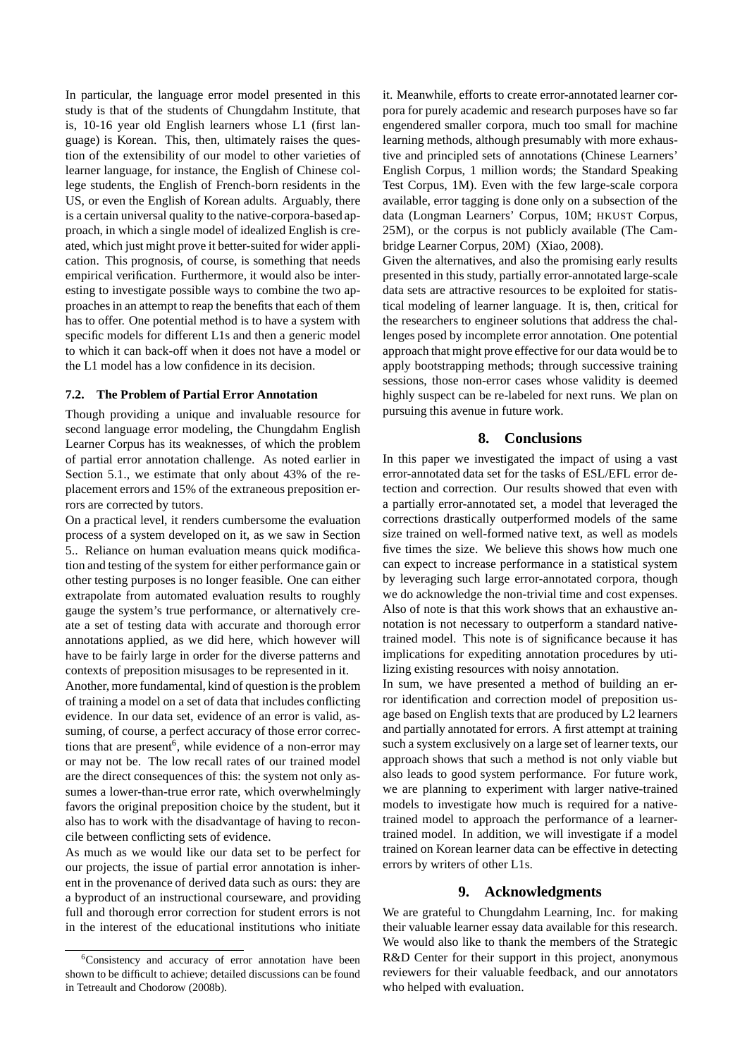In particular, the language error model presented in this study is that of the students of Chungdahm Institute, that is, 10-16 year old English learners whose L1 (first language) is Korean. This, then, ultimately raises the question of the extensibility of our model to other varieties of learner language, for instance, the English of Chinese college students, the English of French-born residents in the US, or even the English of Korean adults. Arguably, there is a certain universal quality to the native-corpora-based approach, in which a single model of idealized English is created, which just might prove it better-suited for wider application. This prognosis, of course, is something that needs empirical verification. Furthermore, it would also be interesting to investigate possible ways to combine the two approaches in an attempt to reap the benefits that each of them has to offer. One potential method is to have a system with specific models for different L1s and then a generic model to which it can back-off when it does not have a model or the L1 model has a low confidence in its decision.

### 7.2. The Problem of Partial Error Annotation

Though providing a unique and invaluable resource for second language error modeling, the Chungdahm English Learner Corpus has its weaknesses, of which the problem of partial error annotation challenge. As noted earlier in Section 5.1., we estimate that only about 43% of the replacement errors and 15% of the extraneous preposition errors are corrected by tutors.

On a practical level, it renders cumbersome the evaluation process of a system developed on it, as we saw in Section 5.. Reliance on human evaluation means quick modification and testing of the system for either performance gain or other testing purposes is no longer feasible. One can either extrapolate from automated evaluation results to roughly gauge the system's true performance, or alternatively create a set of testing data with accurate and thorough error annotations applied, as we did here, which however will have to be fairly large in order for the diverse patterns and contexts of preposition misusages to be represented in it.

Another, more fundamental, kind of question is the problem of training a model on a set of data that includes conflicting evidence. In our data set, evidence of an error is valid, assuming, of course, a perfect accuracy of those error corrections that are present[6], while evidence of a non-error may or may not be. The low recall rates of our trained model are the direct consequences of this: the system not only assumes a lower-than-true error rate, which overwhelmingly favors the original preposition choice by the student, but it also has to work with the disadvantage of having to reconcile between conflicting sets of evidence.

As much as we would like our data set to be perfect for our projects, the issue of partial error annotation is inherent in the provenance of derived data such as ours: they are a byproduct of an instructional courseware, and providing full and thorough error correction for student errors is not in the interest of the educational institutions who initiate it. Meanwhile, efforts to create error-annotated learner corpora for purely academic and research purposes have so far engendered smaller corpora, much too small for machine learning methods, although presumably with more exhaustive and principled sets of annotations (Chinese Learners' English Corpus, 1 million words; the Standard Speaking Test Corpus, 1M). Even with the few large-scale corpora available, error tagging is done only on a subsection of the data (Longman Learners' Corpus, 10M; HKUST Corpus, 25M), or the corpus is not publicly available (The Cambridge Learner Corpus, 20M) (Xiao, 2008).

Given the alternatives, and also the promising early results presented in this study, partially error-annotated large-scale data sets are attractive resources to be exploited for statistical modeling of learner language. It is, then, critical for the researchers to engineer solutions that address the challenges posed by incomplete error annotation. One potential approach that might prove effective for our data would be to apply bootstrapping methods; through successive training sessions, those non-error cases whose validity is deemed highly suspect can be re-labeled for next runs. We plan on pursuing this avenue in future work.

[6] Consistency and accuracy of error annotation have been shown to be difficult to achieve; detailed discussions can be found in Tetreault and Chodorow (2008b).

## 8. Conclusions

In this paper we investigated the impact of using a vast error-annotated data set for the tasks of ESL/EFL error detection and correction. Our results showed that even with a partially error-annotated set, a model that leveraged the corrections drastically outperformed models of the same size trained on well-formed native text, as well as models five times the size. We believe this shows how much one can expect to increase performance in a statistical system by leveraging such large error-annotated corpora, though we do acknowledge the non-trivial time and cost expenses. Also of note is that this work shows that an exhaustive annotation is not necessary to outperform a standard native-trained model. This note is of significance because it has implications for expediting annotation procedures by utilizing existing resources with noisy annotation.

In sum, we have presented a method of building an error identification and correction model of preposition usage based on English texts that are produced by L2 learners and partially annotated for errors. A first attempt at training such a system exclusively on a large set of learner texts, our approach shows that such a method is not only viable but also leads to good system performance. For future work, we are planning to experiment with larger native-trained models to investigate how much is required for a native-trained model to approach the performance of a learner-trained model. In addition, we will investigate if a model trained on Korean learner data can be effective in detecting errors by writers of other L1s.

## 9. Acknowledgments

We are grateful to Chungdahm Learning, Inc. for making their valuable learner essay data available for this research. We would also like to thank the members of the Strategic R&D Center for their support in this project, anonymous reviewers for their valuable feedback, and our annotators who helped with evaluation.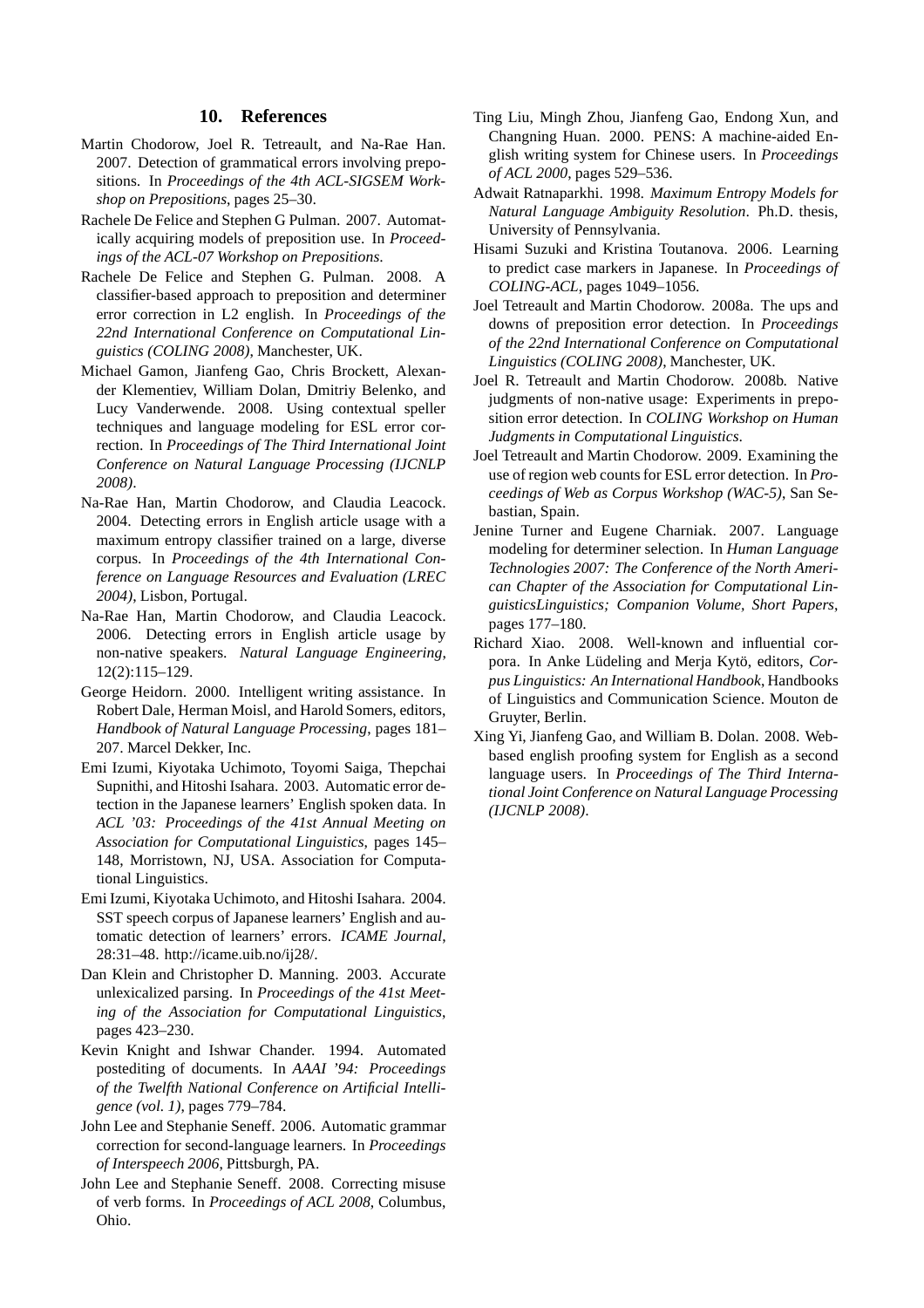## 10. References

Martin Chodorow, Joel R. Tetreault, and Na-Rae Han. 2007. Detection of grammatical errors involving prepositions. In *Proceedings of the 4th ACL-SIGSEM Workshop on Prepositions*, pages 25–30.

Rachele De Felice and Stephen G Pulman. 2007. Automatically acquiring models of preposition use. In *Proceedings of the ACL-07 Workshop on Prepositions*.

Rachele De Felice and Stephen G. Pulman. 2008. A classifier-based approach to preposition and determiner error correction in L2 english. In *Proceedings of the 22nd International Conference on Computational Linguistics (COLING 2008)*, Manchester, UK.

Michael Gamon, Jianfeng Gao, Chris Brockett, Alexander Klementiev, William Dolan, Dmitriy Belenko, and Lucy Vanderwende. 2008. Using contextual speller techniques and language modeling for ESL error correction. In *Proceedings of The Third International Joint Conference on Natural Language Processing (IJCNLP 2008)*.

Na-Rae Han, Martin Chodorow, and Claudia Leacock. 2004. Detecting errors in English article usage with a maximum entropy classifier trained on a large, diverse corpus. In *Proceedings of the 4th International Conference on Language Resources and Evaluation (LREC 2004)*, Lisbon, Portugal.

Na-Rae Han, Martin Chodorow, and Claudia Leacock. 2006. Detecting errors in English article usage by non-native speakers. *Natural Language Engineering*, 12(2):115–129.

George Heidorn. 2000. Intelligent writing assistance. In Robert Dale, Herman Moisl, and Harold Somers, editors, *Handbook of Natural Language Processing*, pages 181–207. Marcel Dekker, Inc.

Emi Izumi, Kiyotaka Uchimoto, Toyomi Saiga, Thepchai Supnithi, and Hitoshi Isahara. 2003. Automatic error detection in the Japanese learners' English spoken data. In *ACL '03: Proceedings of the 41st Annual Meeting on Association for Computational Linguistics*, pages 145–148, Morristown, NJ, USA. Association for Computational Linguistics.

Emi Izumi, Kiyotaka Uchimoto, and Hitoshi Isahara. 2004. SST speech corpus of Japanese learners' English and automatic detection of learners' errors. *ICAME Journal*, 28:31–48. http://icame.uib.no/ij28/.

Dan Klein and Christopher D. Manning. 2003. Accurate unlexicalized parsing. In *Proceedings of the 41st Meeting of the Association for Computational Linguistics*, pages 423–230.

Kevin Knight and Ishwar Chander. 1994. Automated postediting of documents. In *AAAI '94: Proceedings of the Twelfth National Conference on Artificial Intelligence (vol. 1)*, pages 779–784.

John Lee and Stephanie Seneff. 2006. Automatic grammar correction for second-language learners. In *Proceedings of Interspeech 2006*, Pittsburgh, PA.

John Lee and Stephanie Seneff. 2008. Correcting misuse of verb forms. In *Proceedings of ACL 2008*, Columbus, Ohio.

Ting Liu, Mingh Zhou, Jianfeng Gao, Endong Xun, and Changning Huan. 2000. PENS: A machine-aided English writing system for Chinese users. In *Proceedings of ACL 2000*, pages 529–536.

Adwait Ratnaparkhi. 1998. *Maximum Entropy Models for Natural Language Ambiguity Resolution*. Ph.D. thesis, University of Pennsylvania.

Hisami Suzuki and Kristina Toutanova. 2006. Learning to predict case markers in Japanese. In *Proceedings of COLING-ACL*, pages 1049–1056.

Joel Tetreault and Martin Chodorow. 2008a. The ups and downs of preposition error detection. In *Proceedings of the 22nd International Conference on Computational Linguistics (COLING 2008)*, Manchester, UK.

Joel R. Tetreault and Martin Chodorow. 2008b. Native judgments of non-native usage: Experiments in preposition error detection. In *COLING Workshop on Human Judgments in Computational Linguistics*.

Joel Tetreault and Martin Chodorow. 2009. Examining the use of region web counts for ESL error detection. In *Proceedings of Web as Corpus Workshop (WAC-5)*, San Sebastian, Spain.

Jenine Turner and Eugene Charniak. 2007. Language modeling for determiner selection. In *Human Language Technologies 2007: The Conference of the North American Chapter of the Association for Computational LinguisticsLinguistics; Companion Volume, Short Papers*, pages 177–180.

Richard Xiao. 2008. Well-known and influential corpora. In Anke Lüdeling and Merja Kytö, editors, *Corpus Linguistics: An International Handbook*, Handbooks of Linguistics and Communication Science. Mouton de Gruyter, Berlin.

Xing Yi, Jianfeng Gao, and William B. Dolan. 2008. Web-based english proofing system for English as a second language users. In *Proceedings of The Third International Joint Conference on Natural Language Processing (IJCNLP 2008)*.